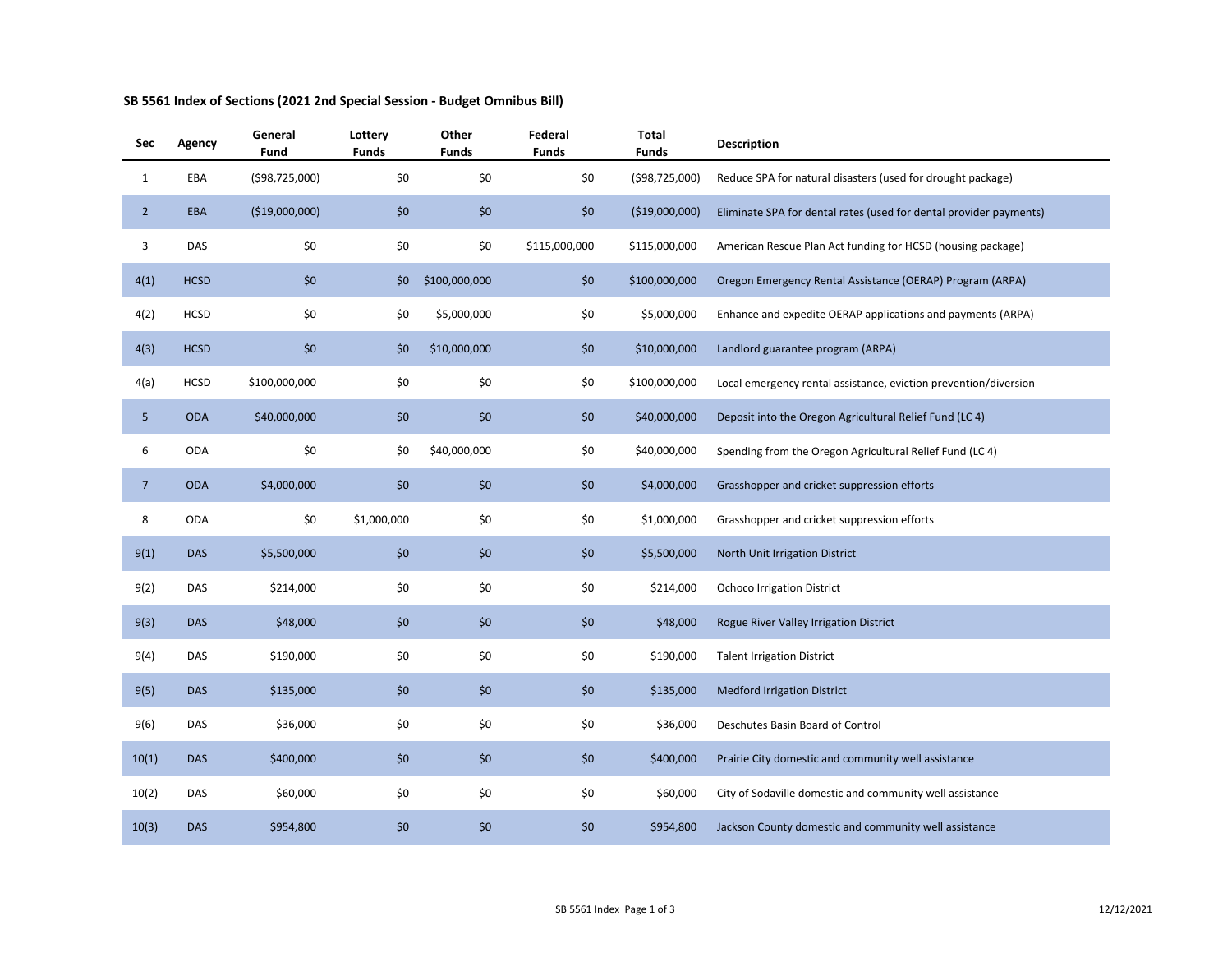**SB 5561 Index of Sections (2021 2nd Special Session - Budget Omnibus Bill)**

| Sec | Agency | General Fund | Lottery Funds | Other Funds | Federal Funds | Total Funds | Description |
|---|---|---|---|---|---|---|---|
| 1 | EBA | ($98,725,000) | $0 | $0 | $0 | ($98,725,000) | Reduce SPA for natural disasters (used for drought package) |
| 2 | EBA | ($19,000,000) | $0 | $0 | $0 | ($19,000,000) | Eliminate SPA for dental rates (used for dental provider payments) |
| 3 | DAS | $0 | $0 | $0 | $115,000,000 | $115,000,000 | American Rescue Plan Act funding for HCSD (housing package) |
| 4(1) | HCSD | $0 | $0 | $100,000,000 | $0 | $100,000,000 | Oregon Emergency Rental Assistance (OERAP) Program (ARPA) |
| 4(2) | HCSD | $0 | $0 | $5,000,000 | $0 | $5,000,000 | Enhance and expedite OERAP applications and payments (ARPA) |
| 4(3) | HCSD | $0 | $0 | $10,000,000 | $0 | $10,000,000 | Landlord guarantee program (ARPA) |
| 4(a) | HCSD | $100,000,000 | $0 | $0 | $0 | $100,000,000 | Local emergency rental assistance, eviction prevention/diversion |
| 5 | ODA | $40,000,000 | $0 | $0 | $0 | $40,000,000 | Deposit into the Oregon Agricultural Relief Fund (LC 4) |
| 6 | ODA | $0 | $0 | $40,000,000 | $0 | $40,000,000 | Spending from the Oregon Agricultural Relief Fund (LC 4) |
| 7 | ODA | $4,000,000 | $0 | $0 | $0 | $4,000,000 | Grasshopper and cricket suppression efforts |
| 8 | ODA | $0 | $1,000,000 | $0 | $0 | $1,000,000 | Grasshopper and cricket suppression efforts |
| 9(1) | DAS | $5,500,000 | $0 | $0 | $0 | $5,500,000 | North Unit Irrigation District |
| 9(2) | DAS | $214,000 | $0 | $0 | $0 | $214,000 | Ochoco Irrigation District |
| 9(3) | DAS | $48,000 | $0 | $0 | $0 | $48,000 | Rogue River Valley Irrigation District |
| 9(4) | DAS | $190,000 | $0 | $0 | $0 | $190,000 | Talent Irrigation District |
| 9(5) | DAS | $135,000 | $0 | $0 | $0 | $135,000 | Medford Irrigation District |
| 9(6) | DAS | $36,000 | $0 | $0 | $0 | $36,000 | Deschutes Basin Board of Control |
| 10(1) | DAS | $400,000 | $0 | $0 | $0 | $400,000 | Prairie City domestic and community well assistance |
| 10(2) | DAS | $60,000 | $0 | $0 | $0 | $60,000 | City of Sodaville domestic and community well assistance |
| 10(3) | DAS | $954,800 | $0 | $0 | $0 | $954,800 | Jackson County domestic and community well assistance |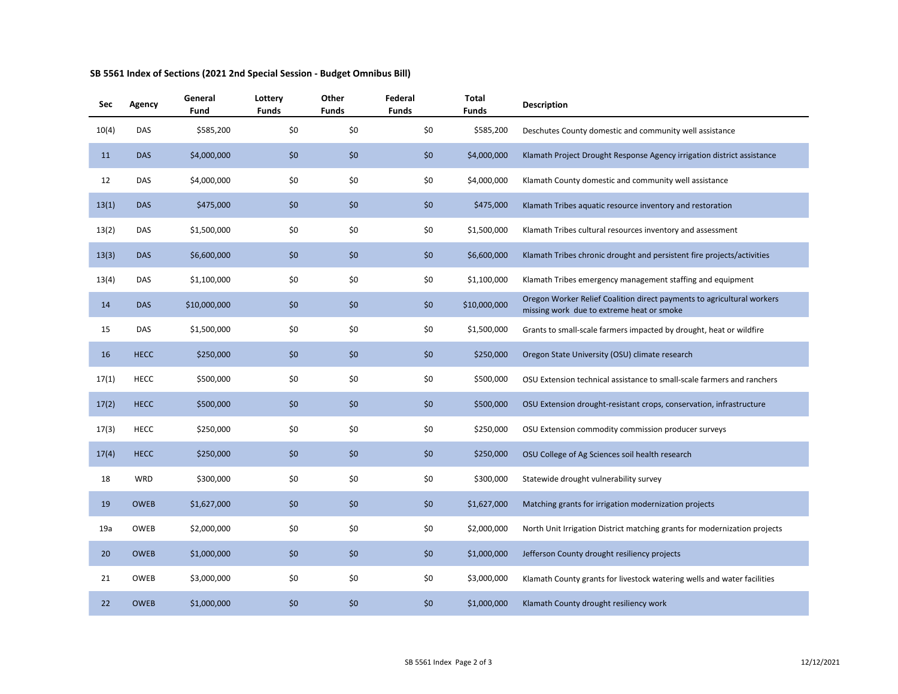## SB 5561 Index of Sections (2021 2nd Special Session - Budget Omnibus Bill)

| Sec | Agency | General Fund | Lottery Funds | Other Funds | Federal Funds | Total Funds | Description |
|---|---|---|---|---|---|---|---|
| 10(4) | DAS | $585,200 | $0 | $0 | $0 | $585,200 | Deschutes County domestic and community well assistance |
| 11 | DAS | $4,000,000 | $0 | $0 | $0 | $4,000,000 | Klamath Project Drought Response Agency irrigation district assistance |
| 12 | DAS | $4,000,000 | $0 | $0 | $0 | $4,000,000 | Klamath County domestic and community well assistance |
| 13(1) | DAS | $475,000 | $0 | $0 | $0 | $475,000 | Klamath Tribes aquatic resource inventory and restoration |
| 13(2) | DAS | $1,500,000 | $0 | $0 | $0 | $1,500,000 | Klamath Tribes cultural resources inventory and assessment |
| 13(3) | DAS | $6,600,000 | $0 | $0 | $0 | $6,600,000 | Klamath Tribes chronic drought and persistent fire projects/activities |
| 13(4) | DAS | $1,100,000 | $0 | $0 | $0 | $1,100,000 | Klamath Tribes emergency management staffing and equipment |
| 14 | DAS | $10,000,000 | $0 | $0 | $0 | $10,000,000 | Oregon Worker Relief Coalition direct payments to agricultural workers missing work due to extreme heat or smoke |
| 15 | DAS | $1,500,000 | $0 | $0 | $0 | $1,500,000 | Grants to small-scale farmers impacted by drought, heat or wildfire |
| 16 | HECC | $250,000 | $0 | $0 | $0 | $250,000 | Oregon State University (OSU) climate research |
| 17(1) | HECC | $500,000 | $0 | $0 | $0 | $500,000 | OSU Extension technical assistance to small-scale farmers and ranchers |
| 17(2) | HECC | $500,000 | $0 | $0 | $0 | $500,000 | OSU Extension drought-resistant crops, conservation, infrastructure |
| 17(3) | HECC | $250,000 | $0 | $0 | $0 | $250,000 | OSU Extension commodity commission producer surveys |
| 17(4) | HECC | $250,000 | $0 | $0 | $0 | $250,000 | OSU College of Ag Sciences soil health research |
| 18 | WRD | $300,000 | $0 | $0 | $0 | $300,000 | Statewide drought vulnerability survey |
| 19 | OWEB | $1,627,000 | $0 | $0 | $0 | $1,627,000 | Matching grants for irrigation modernization projects |
| 19a | OWEB | $2,000,000 | $0 | $0 | $0 | $2,000,000 | North Unit Irrigation District matching grants for modernization projects |
| 20 | OWEB | $1,000,000 | $0 | $0 | $0 | $1,000,000 | Jefferson County drought resiliency projects |
| 21 | OWEB | $3,000,000 | $0 | $0 | $0 | $3,000,000 | Klamath County grants for livestock watering wells and water facilities |
| 22 | OWEB | $1,000,000 | $0 | $0 | $0 | $1,000,000 | Klamath County drought resiliency work |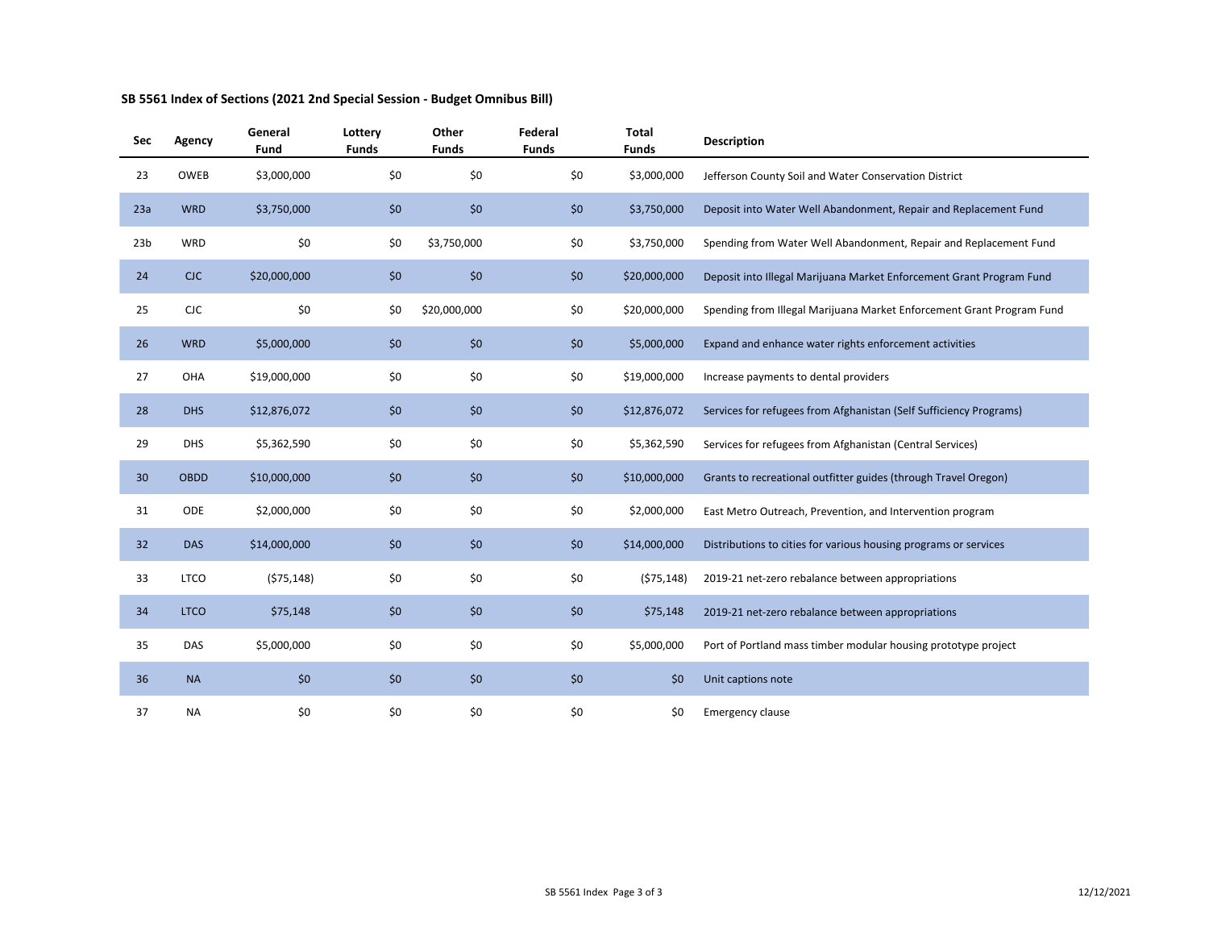**SB 5561 Index of Sections (2021 2nd Special Session - Budget Omnibus Bill)**

| Sec | Agency | General Fund | Lottery Funds | Other Funds | Federal Funds | Total Funds | Description |
|---|---|---|---|---|---|---|---|
| 23 | OWEB | $3,000,000 | $0 | $0 | $0 | $3,000,000 | Jefferson County Soil and Water Conservation District |
| 23a | WRD | $3,750,000 | $0 | $0 | $0 | $3,750,000 | Deposit into Water Well Abandonment, Repair and Replacement Fund |
| 23b | WRD | $0 | $0 | $3,750,000 | $0 | $3,750,000 | Spending from Water Well Abandonment, Repair and Replacement Fund |
| 24 | CJC | $20,000,000 | $0 | $0 | $0 | $20,000,000 | Deposit into Illegal Marijuana Market Enforcement Grant Program Fund |
| 25 | CJC | $0 | $0 | $20,000,000 | $0 | $20,000,000 | Spending from Illegal Marijuana Market Enforcement Grant Program Fund |
| 26 | WRD | $5,000,000 | $0 | $0 | $0 | $5,000,000 | Expand and enhance water rights enforcement activities |
| 27 | OHA | $19,000,000 | $0 | $0 | $0 | $19,000,000 | Increase payments to dental providers |
| 28 | DHS | $12,876,072 | $0 | $0 | $0 | $12,876,072 | Services for refugees from Afghanistan (Self Sufficiency Programs) |
| 29 | DHS | $5,362,590 | $0 | $0 | $0 | $5,362,590 | Services for refugees from Afghanistan (Central Services) |
| 30 | OBDD | $10,000,000 | $0 | $0 | $0 | $10,000,000 | Grants to recreational outfitter guides (through Travel Oregon) |
| 31 | ODE | $2,000,000 | $0 | $0 | $0 | $2,000,000 | East Metro Outreach, Prevention, and Intervention program |
| 32 | DAS | $14,000,000 | $0 | $0 | $0 | $14,000,000 | Distributions to cities for various housing programs or services |
| 33 | LTCO | ($75,148) | $0 | $0 | $0 | ($75,148) | 2019-21 net-zero rebalance between appropriations |
| 34 | LTCO | $75,148 | $0 | $0 | $0 | $75,148 | 2019-21 net-zero rebalance between appropriations |
| 35 | DAS | $5,000,000 | $0 | $0 | $0 | $5,000,000 | Port of Portland mass timber modular housing prototype project |
| 36 | NA | $0 | $0 | $0 | $0 | $0 | Unit captions note |
| 37 | NA | $0 | $0 | $0 | $0 | $0 | Emergency clause |

SB 5561 Index 12/12/2021